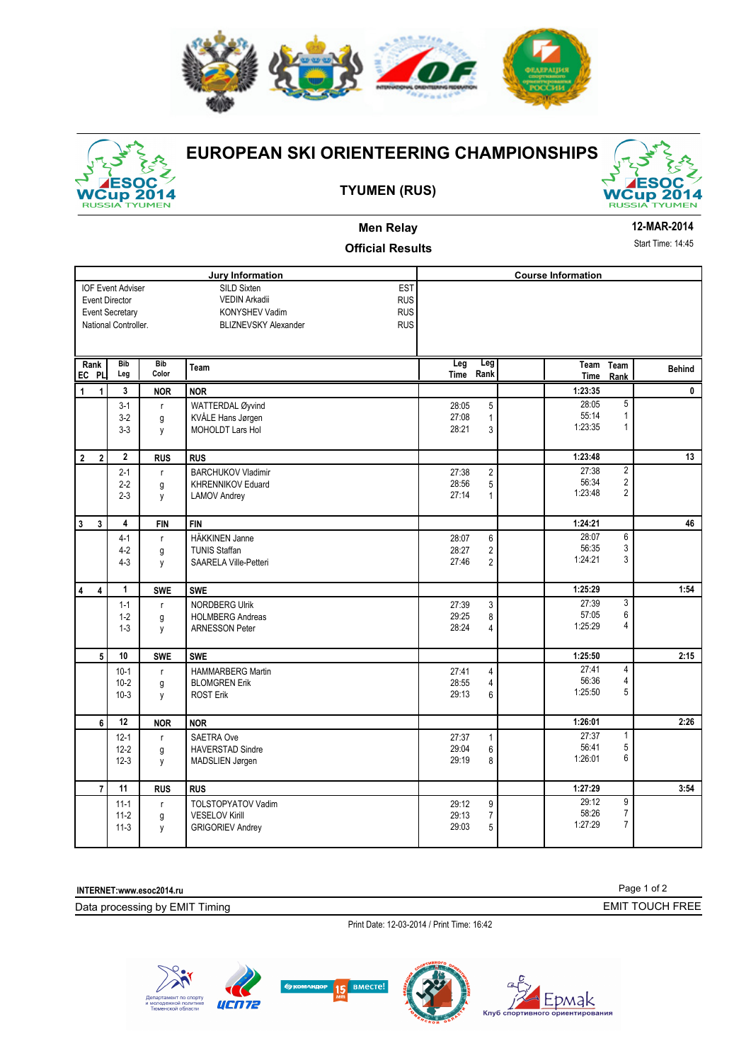# EUROPEAN SKI ORIENTEERING CHAMPIONSHIPS

## TYUMEN (RUS)

### Men Relay

### Official Results

12-MAR-2014

Start Time: 14:45

**Jury Information**

| | | |
|---|---|---|
| IOF Event Adviser | SILD Sixten | EST |
| Event Director | VEDIN Arkadii | RUS |
| Event Secretary | KONYSHEV Vadim | RUS |
| National Controller. | BLIZNEVSKY Alexander | RUS |

**Course Information**

| Rank EC | Rank PL | Bib Leg | Bib Color | Team | Leg Time | Leg Rank | | Team Time | Team Rank | Behind |
|---|---|---|---|---|---|---|---|---|---|---|
| 1 | 1 | 3 | NOR | NOR | | | | 1:23:35 | | 0 |
| | | 3-1 | r | WATTERDAL Øyvind | 28:05 | 5 | | 28:05 | 5 | |
| | | 3-2 | g | KVÅLE Hans Jørgen | 27:08 | 1 | | 55:14 | 1 | |
| | | 3-3 | y | MOHOLDT Lars Hol | 28:21 | 3 | | 1:23:35 | 1 | |
| 2 | 2 | 2 | RUS | RUS | | | | 1:23:48 | | 13 |
| | | 2-1 | r | BARCHUKOV Vladimir | 27:38 | 2 | | 27:38 | 2 | |
| | | 2-2 | g | KHRENNIKOV Eduard | 28:56 | 5 | | 56:34 | 2 | |
| | | 2-3 | y | LAMOV Andrey | 27:14 | 1 | | 1:23:48 | 2 | |
| 3 | 3 | 4 | FIN | FIN | | | | 1:24:21 | | 46 |
| | | 4-1 | r | HÄKKINEN Janne | 28:07 | 6 | | 28:07 | 6 | |
| | | 4-2 | g | TUNIS Staffan | 28:27 | 2 | | 56:35 | 3 | |
| | | 4-3 | y | SAARELA Ville-Petteri | 27:46 | 2 | | 1:24:21 | 3 | |
| 4 | 4 | 1 | SWE | SWE | | | | 1:25:29 | | 1:54 |
| | | 1-1 | r | NORDBERG Ulrik | 27:39 | 3 | | 27:39 | 3 | |
| | | 1-2 | g | HOLMBERG Andreas | 29:25 | 8 | | 57:05 | 6 | |
| | | 1-3 | y | ARNESSON Peter | 28:24 | 4 | | 1:25:29 | 4 | |
| | 5 | 10 | SWE | SWE | | | | 1:25:50 | | 2:15 |
| | | 10-1 | r | HAMMARBERG Martin | 27:41 | 4 | | 27:41 | 4 | |
| | | 10-2 | g | BLOMGREN Erik | 28:55 | 4 | | 56:36 | 4 | |
| | | 10-3 | y | ROST Erik | 29:13 | 6 | | 1:25:50 | 5 | |
| | 6 | 12 | NOR | NOR | | | | 1:26:01 | | 2:26 |
| | | 12-1 | r | SAETRA Ove | 27:37 | 1 | | 27:37 | 1 | |
| | | 12-2 | g | HAVERSTAD Sindre | 29:04 | 6 | | 56:41 | 5 | |
| | | 12-3 | y | MADSLIEN Jørgen | 29:19 | 8 | | 1:26:01 | 6 | |
| | 7 | 11 | RUS | RUS | | | | 1:27:29 | | 3:54 |
| | | 11-1 | r | TOLSTOPYATOV Vadim | 29:12 | 9 | | 29:12 | 9 | |
| | | 11-2 | g | VESELOV Kirill | 29:13 | 7 | | 58:26 | 7 | |
| | | 11-3 | y | GRIGORIEV Andrey | 29:03 | 5 | | 1:27:29 | 7 | |

INTERNET:www.esoc2014.ru

Data processing by EMIT Timing

EMIT TOUCH FREE

Print Date: 12-03-2014 / Print Time: 16:42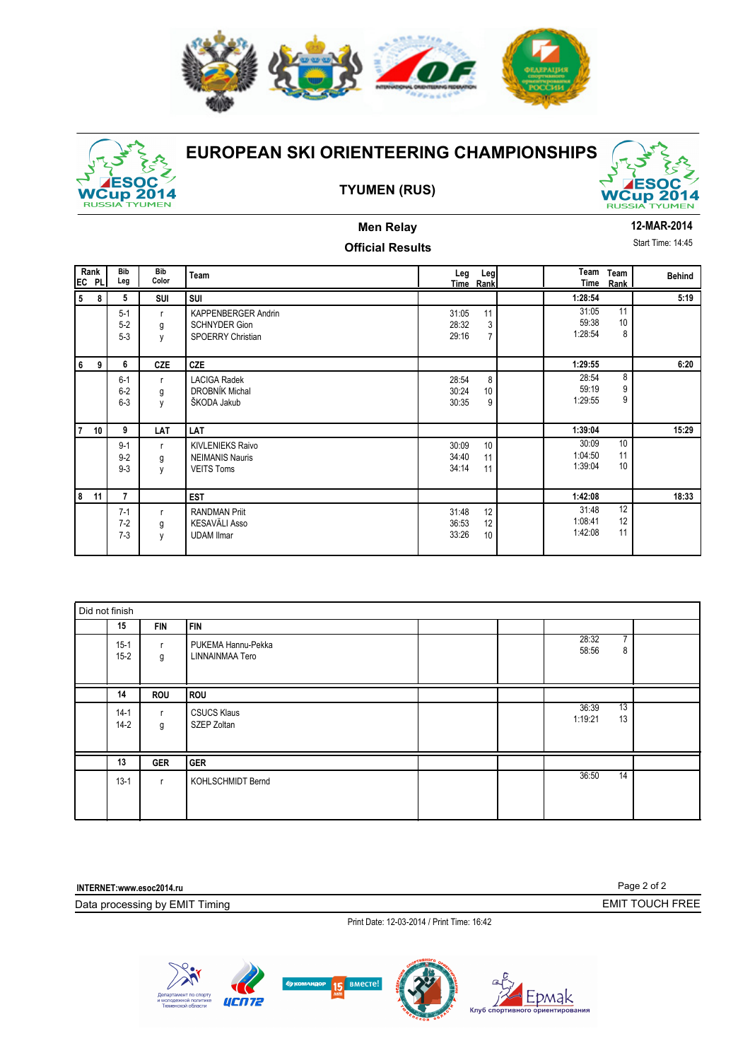# EUROPEAN SKI ORIENTEERING CHAMPIONSHIPS

## TYUMEN (RUS)

### Men Relay

### Official Results

12-MAR-2014

Start Time: 14:45

| Rank EC | Rank PL | Bib Leg | Bib Color | Team | Leg Time | Leg Rank | Team Time | Team Rank | Behind |
|---|---|---|---|---|---|---|---|---|---|
| 5 | 8 | 5 | SUI | SUI | | | 1:28:54 | | 5:19 |
| | | 5-1 | r | KAPPENBERGER Andrin | 31:05 | 11 | 31:05 | 11 | |
| | | 5-2 | g | SCHNYDER Gion | 28:32 | 3 | 59:38 | 10 | |
| | | 5-3 | y | SPOERRY Christian | 29:16 | 7 | 1:28:54 | 8 | |
| 6 | 9 | 6 | CZE | CZE | | | 1:29:55 | | 6:20 |
| | | 6-1 | r | LACIGA Radek | 28:54 | 8 | 28:54 | 8 | |
| | | 6-2 | g | DROBNÍK Michal | 30:24 | 10 | 59:19 | 9 | |
| | | 6-3 | y | ŠKODA Jakub | 30:35 | 9 | 1:29:55 | 9 | |
| 7 | 10 | 9 | LAT | LAT | | | 1:39:04 | | 15:29 |
| | | 9-1 | r | KIVLENIEKS Raivo | 30:09 | 10 | 30:09 | 10 | |
| | | 9-2 | g | NEIMANIS Nauris | 34:40 | 11 | 1:04:50 | 11 | |
| | | 9-3 | y | VEITS Toms | 34:14 | 11 | 1:39:04 | 10 | |
| 8 | 11 | 7 | | EST | | | 1:42:08 | | 18:33 |
| | | 7-1 | r | RANDMAN Priit | 31:48 | 12 | 31:48 | 12 | |
| | | 7-2 | g | KESAVÄLI Asso | 36:53 | 12 | 1:08:41 | 12 | |
| | | 7-3 | y | UDAM Ilmar | 33:26 | 10 | 1:42:08 | 11 | |

Did not finish

| Bib Leg | Bib Color | Team | Team Time | Team Rank |
|---|---|---|---|---|
| 15 | FIN | FIN | | |
| 15-1 | r | PUKEMA Hannu-Pekka | 28:32 | 7 |
| 15-2 | g | LINNAINMAA Tero | 58:56 | 8 |
| 14 | ROU | ROU | | |
| 14-1 | r | CSUCS Klaus | 36:39 | 13 |
| 14-2 | g | SZEP Zoltan | 1:19:21 | 13 |
| 13 | GER | GER | | |
| 13-1 | r | KOHLSCHMIDT Bernd | 36:50 | 14 |

INTERNET:www.esoc2014.ru

Data processing by EMIT Timing

EMIT TOUCH FREE

Print Date: 12-03-2014 / Print Time: 16:42